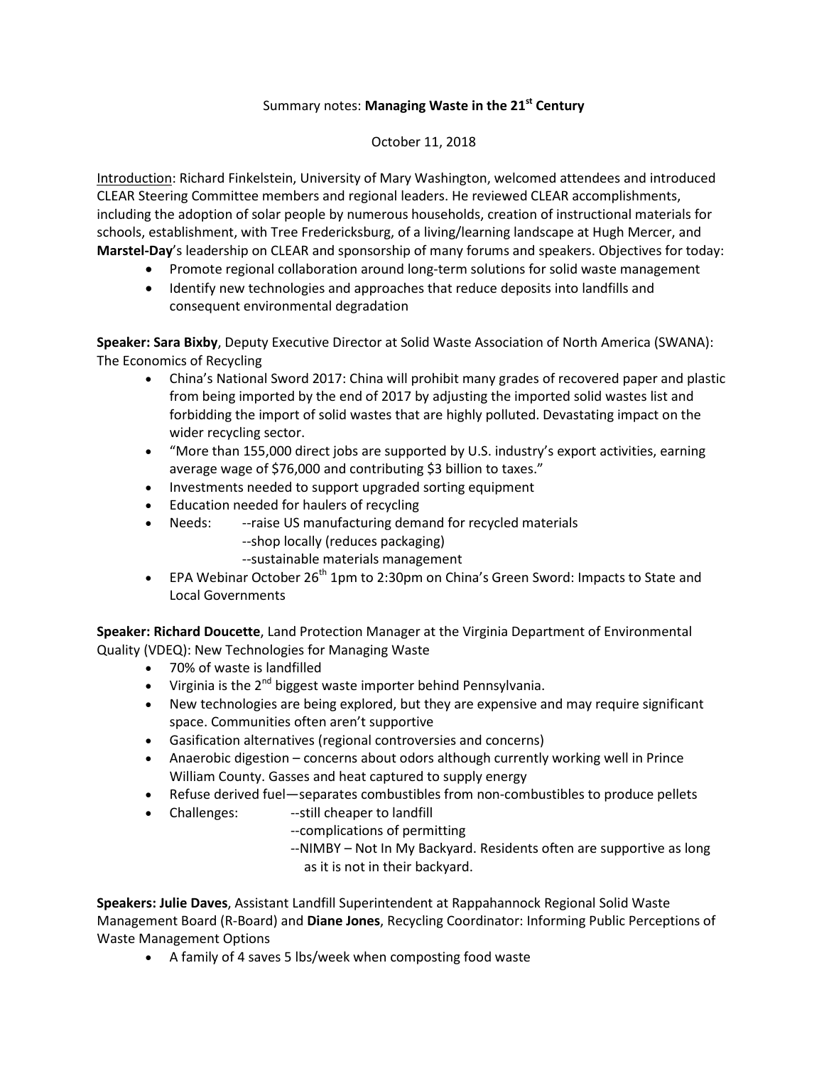Summary notes: **Managing Waste in the 21st Century**

October 11, 2018

Introduction: Richard Finkelstein, University of Mary Washington, welcomed attendees and introduced CLEAR Steering Committee members and regional leaders. He reviewed CLEAR accomplishments, including the adoption of solar people by numerous households, creation of instructional materials for schools, establishment, with Tree Fredericksburg, of a living/learning landscape at Hugh Mercer, and **Marstel-Day**'s leadership on CLEAR and sponsorship of many forums and speakers. Objectives for today:

- Promote regional collaboration around long-term solutions for solid waste management
- Identify new technologies and approaches that reduce deposits into landfills and consequent environmental degradation

**Speaker: Sara Bixby**, Deputy Executive Director at Solid Waste Association of North America (SWANA): The Economics of Recycling

- China's National Sword 2017: China will prohibit many grades of recovered paper and plastic from being imported by the end of 2017 by adjusting the imported solid wastes list and forbidding the import of solid wastes that are highly polluted. Devastating impact on the wider recycling sector.
- "More than 155,000 direct jobs are supported by U.S. industry's export activities, earning average wage of $76,000 and contributing $3 billion to taxes."
- Investments needed to support upgraded sorting equipment
- Education needed for haulers of recycling
- Needs: --raise US manufacturing demand for recycled materials
  --shop locally (reduces packaging)
  --sustainable materials management
- EPA Webinar October 26th 1pm to 2:30pm on China's Green Sword: Impacts to State and Local Governments

**Speaker: Richard Doucette**, Land Protection Manager at the Virginia Department of Environmental Quality (VDEQ): New Technologies for Managing Waste

- 70% of waste is landfilled
- Virginia is the 2nd biggest waste importer behind Pennsylvania.
- New technologies are being explored, but they are expensive and may require significant space. Communities often aren't supportive
- Gasification alternatives (regional controversies and concerns)
- Anaerobic digestion – concerns about odors although currently working well in Prince William County. Gasses and heat captured to supply energy
- Refuse derived fuel—separates combustibles from non-combustibles to produce pellets
- Challenges: --still cheaper to landfill
  --complications of permitting
  --NIMBY – Not In My Backyard. Residents often are supportive as long as it is not in their backyard.

**Speakers: Julie Daves**, Assistant Landfill Superintendent at Rappahannock Regional Solid Waste Management Board (R-Board) and **Diane Jones**, Recycling Coordinator: Informing Public Perceptions of Waste Management Options

- A family of 4 saves 5 lbs/week when composting food waste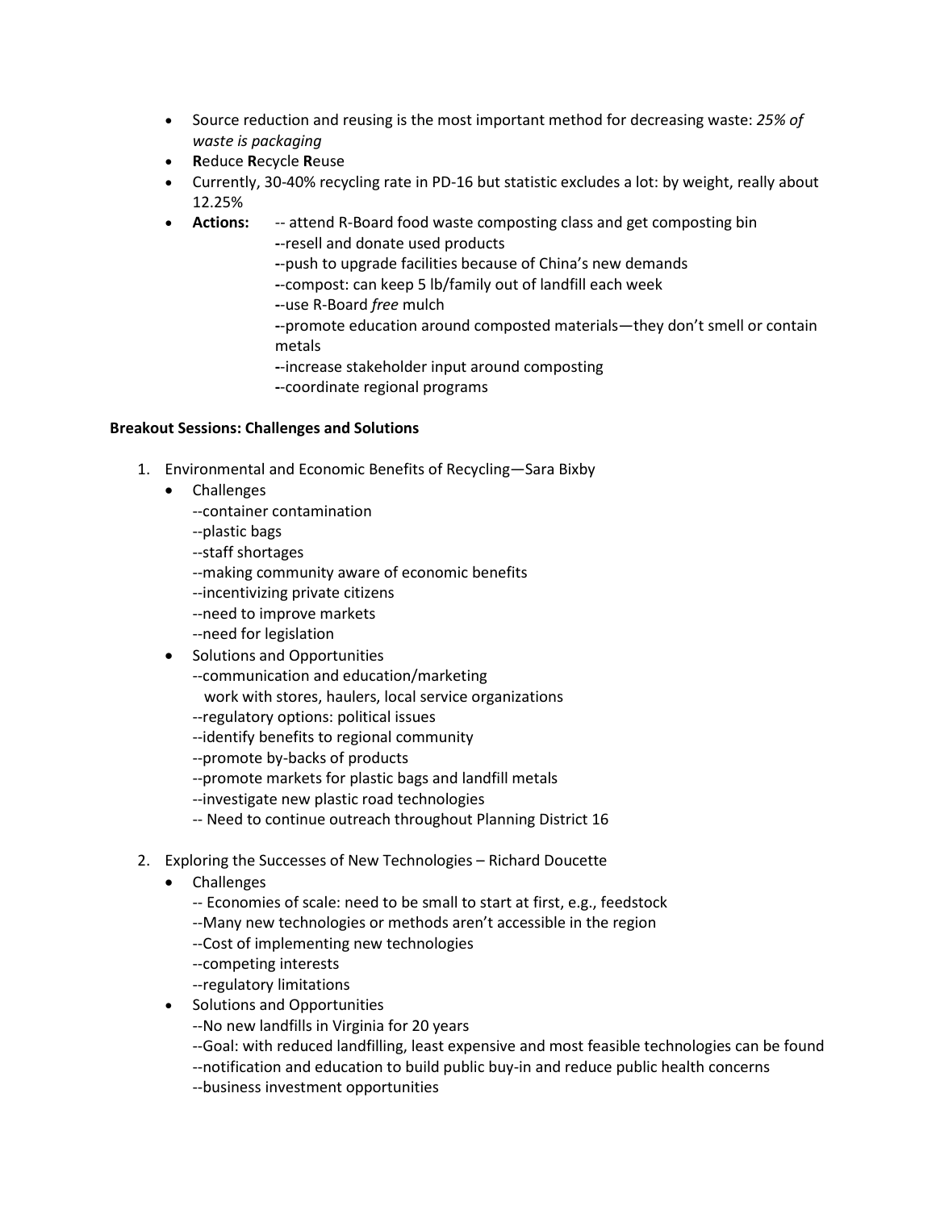- Source reduction and reusing is the most important method for decreasing waste: *25% of waste is packaging*
- **R**educe **R**ecycle **R**euse
- Currently, 30-40% recycling rate in PD-16 but statistic excludes a lot: by weight, really about 12.25%
- **Actions:** -- attend R-Board food waste composting class and get composting bin
  --resell and donate used products
  --push to upgrade facilities because of China's new demands
  --compost: can keep 5 lb/family out of landfill each week
  --use R-Board *free* mulch
  --promote education around composted materials—they don't smell or contain metals
  --increase stakeholder input around composting
  --coordinate regional programs

**Breakout Sessions: Challenges and Solutions**

1. Environmental and Economic Benefits of Recycling—Sara Bixby
   - Challenges
     --container contamination
     --plastic bags
     --staff shortages
     --making community aware of economic benefits
     --incentivizing private citizens
     --need to improve markets
     --need for legislation
   - Solutions and Opportunities
     --communication and education/marketing
       work with stores, haulers, local service organizations
     --regulatory options: political issues
     --identify benefits to regional community
     --promote by-backs of products
     --promote markets for plastic bags and landfill metals
     --investigate new plastic road technologies
     -- Need to continue outreach throughout Planning District 16

2. Exploring the Successes of New Technologies – Richard Doucette
   - Challenges
     -- Economies of scale: need to be small to start at first, e.g., feedstock
     --Many new technologies or methods aren't accessible in the region
     --Cost of implementing new technologies
     --competing interests
     --regulatory limitations
   - Solutions and Opportunities
     --No new landfills in Virginia for 20 years
     --Goal: with reduced landfilling, least expensive and most feasible technologies can be found
     --notification and education to build public buy-in and reduce public health concerns
     --business investment opportunities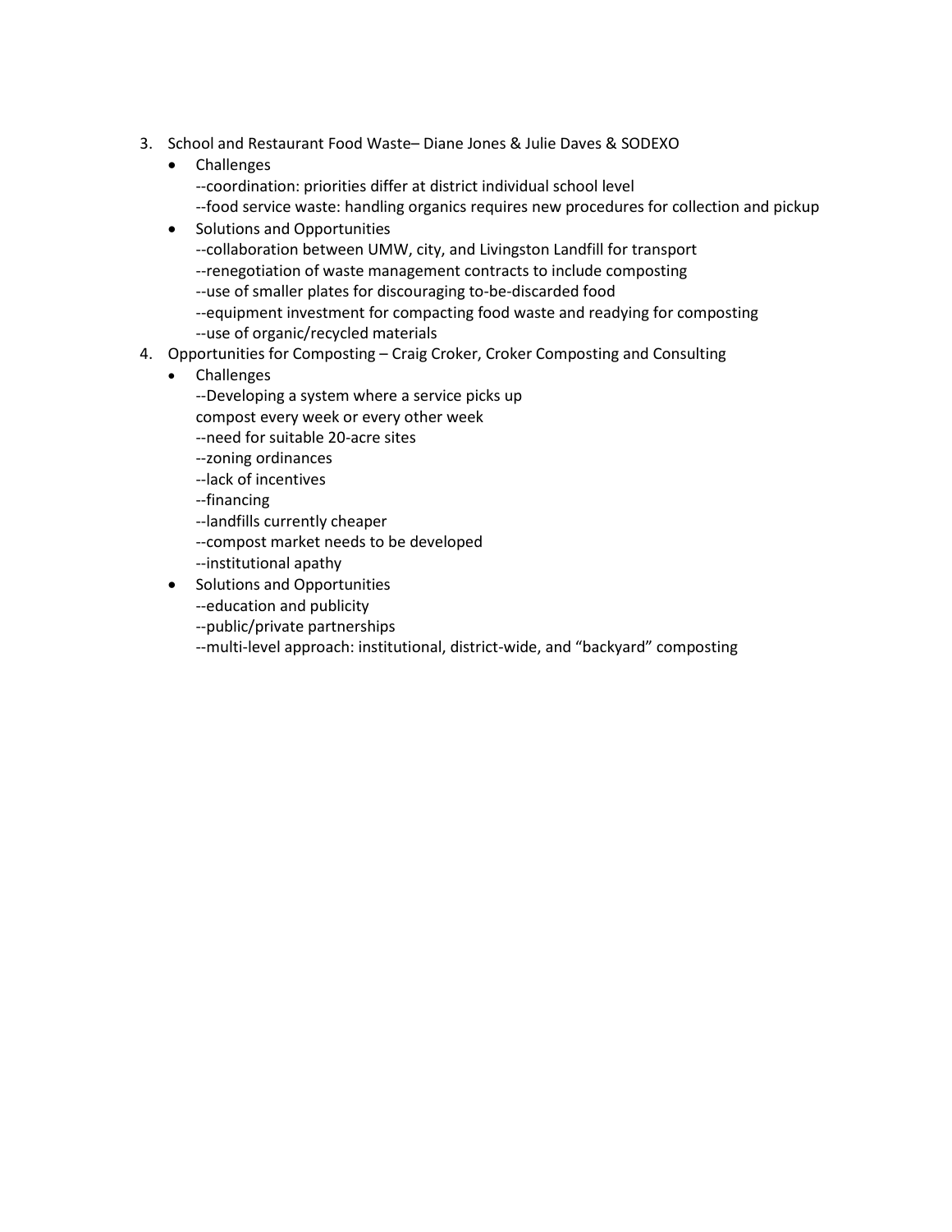3. School and Restaurant Food Waste– Diane Jones & Julie Daves & SODEXO
   - Challenges
     --coordination: priorities differ at district individual school level
     --food service waste: handling organics requires new procedures for collection and pickup
   - Solutions and Opportunities
     --collaboration between UMW, city, and Livingston Landfill for transport
     --renegotiation of waste management contracts to include composting
     --use of smaller plates for discouraging to-be-discarded food
     --equipment investment for compacting food waste and readying for composting
     --use of organic/recycled materials
4. Opportunities for Composting – Craig Croker, Croker Composting and Consulting
   - Challenges
     --Developing a system where a service picks up
     compost every week or every other week
     --need for suitable 20-acre sites
     --zoning ordinances
     --lack of incentives
     --financing
     --landfills currently cheaper
     --compost market needs to be developed
     --institutional apathy
   - Solutions and Opportunities
     --education and publicity
     --public/private partnerships
     --multi-level approach: institutional, district-wide, and "backyard" composting